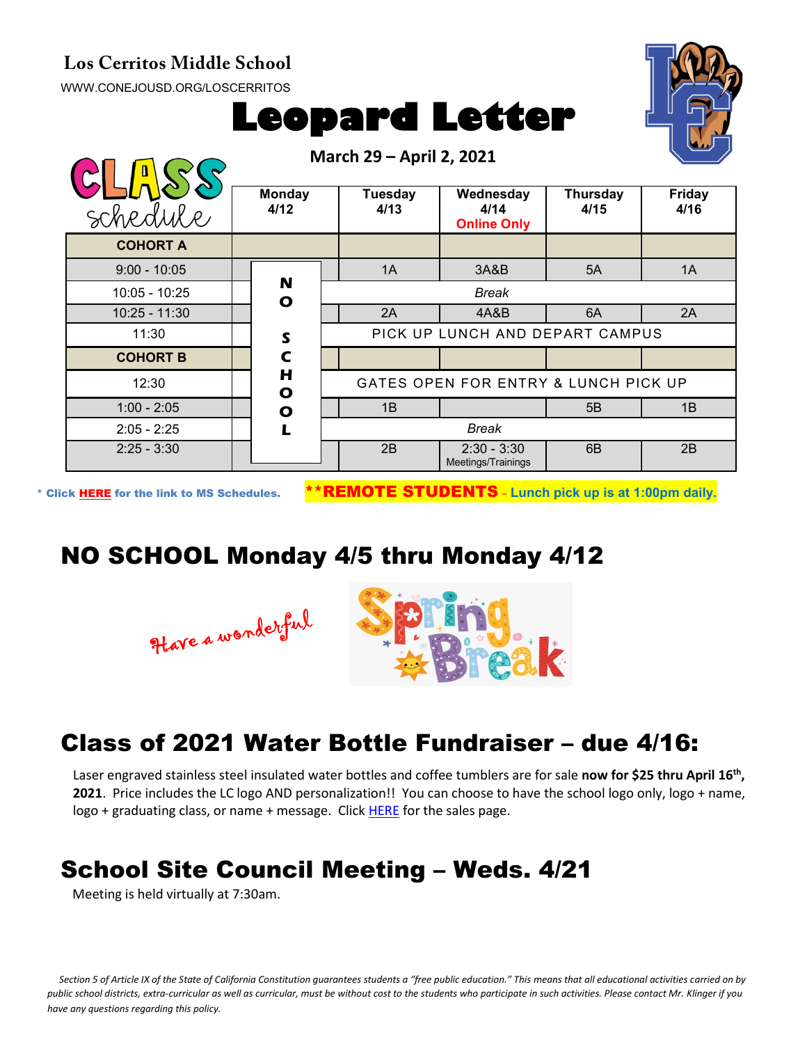**Los Cerritos Middle School**

WWW.CONEJOUSD.ORG/LOSCERRITOS

# Leopard Letter

**March 29 – April 2, 2021**

CLASS schedule

| | Monday 4/12 | Tuesday 4/13 | Wednesday 4/14 Online Only | Thursday 4/15 | Friday 4/16 |
|---|---|---|---|---|---|
| **COHORT A** | | | | | |
| 9:00 - 10:05 | NO SCHOOL | 1A | 3A&B | 5A | 1A |
| 10:05 - 10:25 | | *Break* | | | |
| 10:25 - 11:30 | | 2A | 4A&B | 6A | 2A |
| 11:30 | | PICK UP LUNCH AND DEPART CAMPUS | | | |
| **COHORT B** | | | | | |
| 12:30 | | GATES OPEN FOR ENTRY & LUNCH PICK UP | | | |
| 1:00 - 2:05 | | 1B | | 5B | 1B |
| 2:05 - 2:25 | | *Break* | | | |
| 2:25 - 3:30 | | 2B | 2:30 - 3:30 Meetings/Trainings | 6B | 2B |

\* Click **HERE** for the link to MS Schedules.

**\*\*REMOTE STUDENTS – Lunch pick up is at 1:00pm daily.**

## NO SCHOOL Monday 4/5 thru Monday 4/12

Have a wonderful Spring Break

## Class of 2021 Water Bottle Fundraiser – due 4/16:

Laser engraved stainless steel insulated water bottles and coffee tumblers are for sale **now for $25 thru April 16th, 2021**. Price includes the LC logo AND personalization!! You can choose to have the school logo only, logo + name, logo + graduating class, or name + message. Click HERE for the sales page.

## School Site Council Meeting – Weds. 4/21

Meeting is held virtually at 7:30am.

*Section 5 of Article IX of the State of California Constitution guarantees students a "free public education." This means that all educational activities carried on by public school districts, extra-curricular as well as curricular, must be without cost to the students who participate in such activities. Please contact Mr. Klinger if you have any questions regarding this policy.*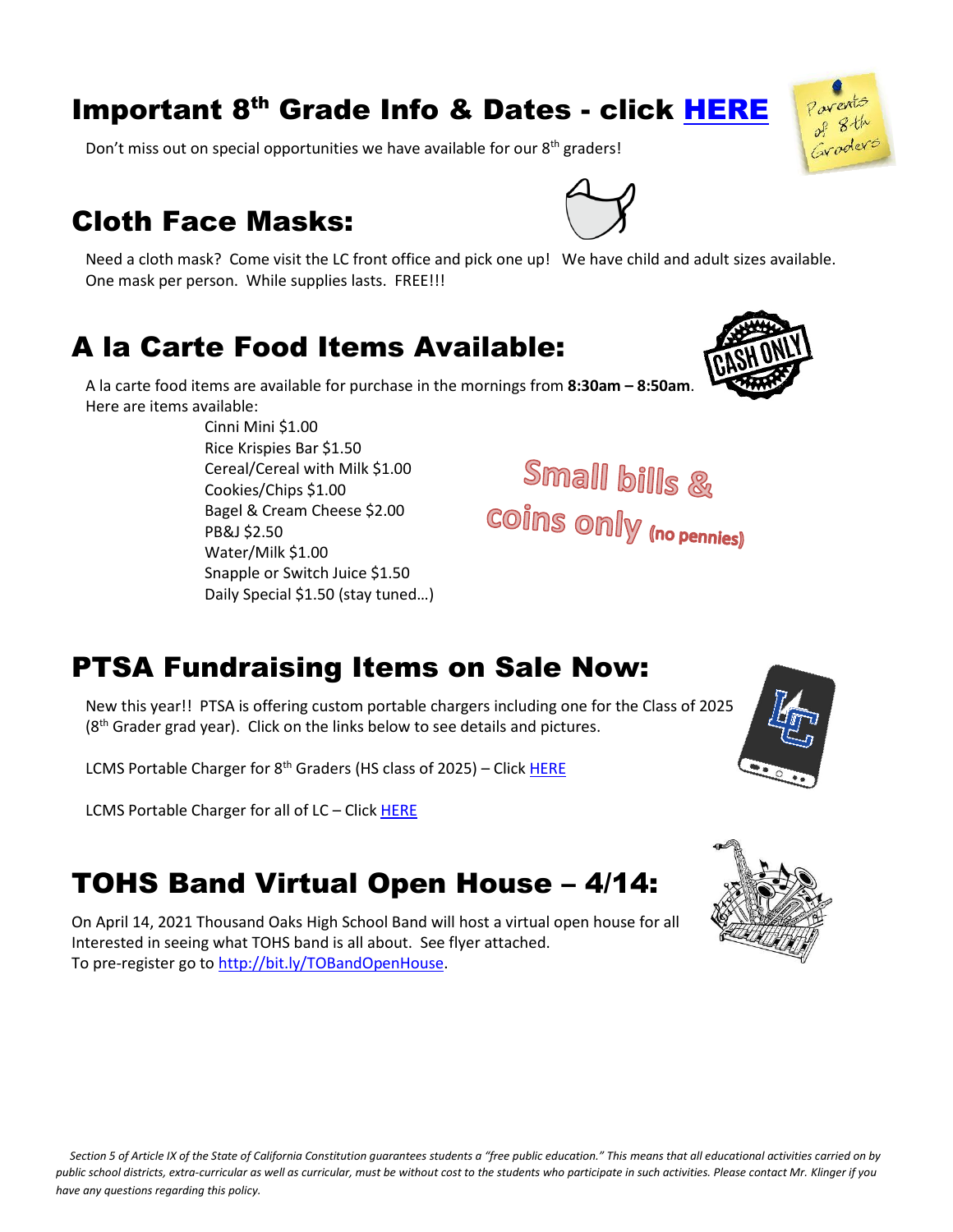## Important 8th Grade Info & Dates - click HERE

Don't miss out on special opportunities we have available for our 8th graders!

Parents of 8th Graders

## Cloth Face Masks:

Need a cloth mask? Come visit the LC front office and pick one up! We have child and adult sizes available. One mask per person. While supplies lasts. FREE!!!

## A la Carte Food Items Available:

CASH ONLY

A la carte food items are available for purchase in the mornings from **8:30am – 8:50am**. Here are items available:

Cinni Mini $1.00
Rice Krispies Bar $1.50
Cereal/Cereal with Milk $1.00
Cookies/Chips $1.00
Bagel & Cream Cheese $2.00
PB&J $2.50
Water/Milk $1.00
Snapple or Switch Juice $1.50
Daily Special $1.50 (stay tuned…)

Small bills & coins only (no pennies)

## PTSA Fundraising Items on Sale Now:

New this year!! PTSA is offering custom portable chargers including one for the Class of 2025 (8th Grader grad year). Click on the links below to see details and pictures.

LCMS Portable Charger for 8th Graders (HS class of 2025) – Click HERE

LCMS Portable Charger for all of LC – Click HERE

## TOHS Band Virtual Open House – 4/14:

On April 14, 2021 Thousand Oaks High School Band will host a virtual open house for all Interested in seeing what TOHS band is all about. See flyer attached.
To pre-register go to http://bit.ly/TOBandOpenHouse.

*Section 5 of Article IX of the State of California Constitution guarantees students a "free public education." This means that all educational activities carried on by public school districts, extra-curricular as well as curricular, must be without cost to the students who participate in such activities. Please contact Mr. Klinger if you have any questions regarding this policy.*